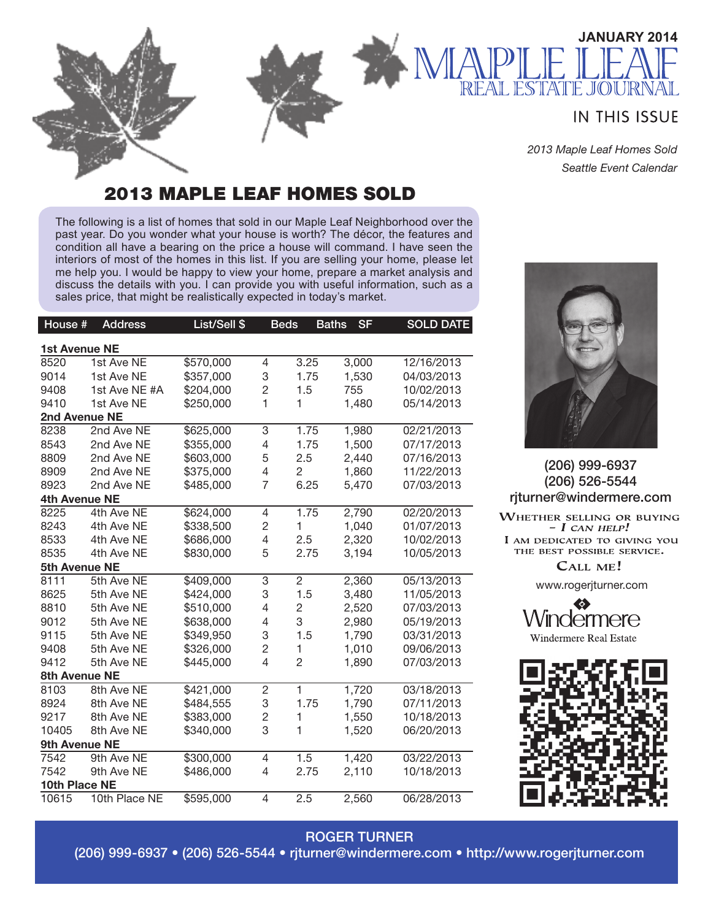JANUARY 2014

# MAPLE LEAF
## REAL ESTATE JOURNAL

### IN THIS ISSUE

*2013 Maple Leaf Homes Sold*
*Seattle Event Calendar*

## 2013 MAPLE LEAF HOMES SOLD

The following is a list of homes that sold in our Maple Leaf Neighborhood over the past year. Do you wonder what your house is worth? The décor, the features and condition all have a bearing on the price a house will command. I have seen the interiors of most of the homes in this list. If you are selling your home, please let me help you. I would be happy to view your home, prepare a market analysis and discuss the details with you. I can provide you with useful information, such as a sales price, that might be realistically expected in today's market.

| House # | Address | List/Sell $ | Beds | Baths | SF | SOLD DATE |
|---|---|---|---|---|---|---|
| **1st Avenue NE** | | | | | | |
| 8520 | 1st Ave NE | $570,000 | 4 | 3.25 | 3,000 | 12/16/2013 |
| 9014 | 1st Ave NE | $357,000 | 3 | 1.75 | 1,530 | 04/03/2013 |
| 9408 | 1st Ave NE #A | $204,000 | 2 | 1.5 | 755 | 10/02/2013 |
| 9410 | 1st Ave NE | $250,000 | 1 | 1 | 1,480 | 05/14/2013 |
| **2nd Avenue NE** | | | | | | |
| 8238 | 2nd Ave NE | $625,000 | 3 | 1.75 | 1,980 | 02/21/2013 |
| 8543 | 2nd Ave NE | $355,000 | 4 | 1.75 | 1,500 | 07/17/2013 |
| 8809 | 2nd Ave NE | $603,000 | 5 | 2.5 | 2,440 | 07/16/2013 |
| 8909 | 2nd Ave NE | $375,000 | 4 | 2 | 1,860 | 11/22/2013 |
| 8923 | 2nd Ave NE | $485,000 | 7 | 6.25 | 5,470 | 07/03/2013 |
| **4th Avenue NE** | | | | | | |
| 8225 | 4th Ave NE | $624,000 | 4 | 1.75 | 2,790 | 02/20/2013 |
| 8243 | 4th Ave NE | $338,500 | 2 | 1 | 1,040 | 01/07/2013 |
| 8533 | 4th Ave NE | $686,000 | 4 | 2.5 | 2,320 | 10/02/2013 |
| 8535 | 4th Ave NE | $830,000 | 5 | 2.75 | 3,194 | 10/05/2013 |
| **5th Avenue NE** | | | | | | |
| 8111 | 5th Ave NE | $409,000 | 3 | 2 | 2,360 | 05/13/2013 |
| 8625 | 5th Ave NE | $424,000 | 3 | 1.5 | 3,480 | 11/05/2013 |
| 8810 | 5th Ave NE | $510,000 | 4 | 2 | 2,520 | 07/03/2013 |
| 9012 | 5th Ave NE | $638,000 | 4 | 3 | 2,980 | 05/19/2013 |
| 9115 | 5th Ave NE | $349,950 | 3 | 1.5 | 1,790 | 03/31/2013 |
| 9408 | 5th Ave NE | $326,000 | 2 | 1 | 1,010 | 09/06/2013 |
| 9412 | 5th Ave NE | $445,000 | 4 | 2 | 1,890 | 07/03/2013 |
| **8th Avenue NE** | | | | | | |
| 8103 | 8th Ave NE | $421,000 | 2 | 1 | 1,720 | 03/18/2013 |
| 8924 | 8th Ave NE | $484,555 | 3 | 1.75 | 1,790 | 07/11/2013 |
| 9217 | 8th Ave NE | $383,000 | 2 | 1 | 1,550 | 10/18/2013 |
| 10405 | 8th Ave NE | $340,000 | 3 | 1 | 1,520 | 06/20/2013 |
| **9th Avenue NE** | | | | | | |
| 7542 | 9th Ave NE | $300,000 | 4 | 1.5 | 1,420 | 03/22/2013 |
| 7542 | 9th Ave NE | $486,000 | 4 | 2.75 | 2,110 | 10/18/2013 |
| **10th Place NE** | | | | | | |
| 10615 | 10th Place NE | $595,000 | 4 | 2.5 | 2,560 | 06/28/2013 |

(206) 999-6937
(206) 526-5544
rjturner@windermere.com

WHETHER SELLING OR BUYING – *I CAN HELP!*
I AM DEDICATED TO GIVING YOU THE BEST POSSIBLE SERVICE.
CALL ME!

www.rogerjturner.com

Windermere
Windermere Real Estate

**ROGER TURNER**
**(206) 999-6937 • (206) 526-5544 • rjturner@windermere.com • http://www.rogerjturner.com**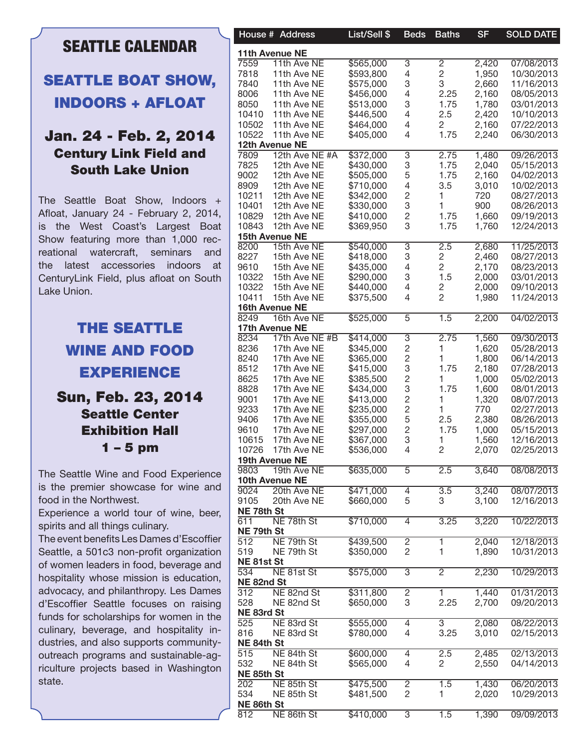## SEATTLE CALENDAR

### SEATTLE BOAT SHOW, INDOORS + AFLOAT

**Jan. 24 - Feb. 2, 2014**
**Century Link Field and South Lake Union**

The Seattle Boat Show, Indoors + Afloat, January 24 - February 2, 2014, is the West Coast's Largest Boat Show featuring more than 1,000 recreational watercraft, seminars and the latest accessories indoors at CenturyLink Field, plus afloat on South Lake Union.

### THE SEATTLE WINE AND FOOD EXPERIENCE

**Sun, Feb. 23, 2014**
**Seattle Center Exhibition Hall**
**1 – 5 pm**

The Seattle Wine and Food Experience is the premier showcase for wine and food in the Northwest.

Experience a world tour of wine, beer, spirits and all things culinary.

The event benefits Les Dames d'Escoffier Seattle, a 501c3 non-profit organization of women leaders in food, beverage and hospitality whose mission is education, advocacy, and philanthropy. Les Dames d'Escoffier Seattle focuses on raising funds for scholarships for women in the culinary, beverage, and hospitality industries, and also supports community-outreach programs and sustainable-agriculture projects based in Washington state.

| House # | Address | List/Sell $ | Beds | Baths | SF | SOLD DATE |
|---|---|---|---|---|---|---|
| **11th Avenue NE** | | | | | | |
| 7559 | 11th Ave NE | $565,000 | 3 | 2 | 2,420 | 07/08/2013 |
| 7818 | 11th Ave NE | $593,800 | 4 | 2 | 1,950 | 10/30/2013 |
| 7840 | 11th Ave NE | $575,000 | 3 | 3 | 2,660 | 11/16/2013 |
| 8006 | 11th Ave NE | $456,000 | 4 | 2.25 | 2,160 | 08/05/2013 |
| 8050 | 11th Ave NE | $513,000 | 3 | 1.75 | 1,780 | 03/01/2013 |
| 10410 | 11th Ave NE | $446,500 | 4 | 2.5 | 2,420 | 10/10/2013 |
| 10502 | 11th Ave NE | $464,000 | 4 | 2 | 2,160 | 07/22/2013 |
| 10522 | 11th Ave NE | $405,000 | 4 | 1.75 | 2,240 | 06/30/2013 |
| **12th Avenue NE** | | | | | | |
| 7809 | 12th Ave NE #A | $372,000 | 3 | 2.75 | 1,480 | 09/26/2013 |
| 7825 | 12th Ave NE | $430,000 | 3 | 1.75 | 2,040 | 05/15/2013 |
| 9002 | 12th Ave NE | $505,000 | 5 | 1.75 | 2,160 | 04/02/2013 |
| 8909 | 12th Ave NE | $710,000 | 4 | 3.5 | 3,010 | 10/02/2013 |
| 10211 | 12th Ave NE | $342,000 | 2 | 1 | 720 | 08/27/2013 |
| 10401 | 12th Ave NE | $330,000 | 3 | 1 | 900 | 08/26/2013 |
| 10829 | 12th Ave NE | $410,000 | 2 | 1.75 | 1,660 | 09/19/2013 |
| 10843 | 12th Ave NE | $369,950 | 3 | 1.75 | 1,760 | 12/24/2013 |
| **15th Avenue NE** | | | | | | |
| 8200 | 15th Ave NE | $540,000 | 3 | 2.5 | 2,680 | 11/25/2013 |
| 8227 | 15th Ave NE | $418,000 | 3 | 2 | 2,460 | 08/27/2013 |
| 9610 | 15th Ave NE | $435,000 | 4 | 2 | 2,170 | 08/23/2013 |
| 10322 | 15th Ave NE | $290,000 | 3 | 1.5 | 2,000 | 03/01/2013 |
| 10322 | 15th Ave NE | $440,000 | 4 | 2 | 2,000 | 09/10/2013 |
| 10411 | 15th Ave NE | $375,500 | 4 | 2 | 1,980 | 11/24/2013 |
| **16th Avenue NE** | | | | | | |
| 8249 | 16th Ave NE | $525,000 | 5 | 1.5 | 2,200 | 04/02/2013 |
| **17th Avenue NE** | | | | | | |
| 8234 | 17th Ave NE #B | $414,000 | 3 | 2.75 | 1,560 | 09/30/2013 |
| 8236 | 17th Ave NE | $345,000 | 2 | 1 | 1,620 | 05/28/2013 |
| 8240 | 17th Ave NE | $365,000 | 2 | 1 | 1,800 | 06/14/2013 |
| 8512 | 17th Ave NE | $415,000 | 3 | 1.75 | 2,180 | 07/28/2013 |
| 8625 | 17th Ave NE | $385,500 | 2 | 1 | 1,000 | 05/02/2013 |
| 8828 | 17th Ave NE | $434,000 | 3 | 1.75 | 1,600 | 08/01/2013 |
| 9001 | 17th Ave NE | $413,000 | 2 | 1 | 1,320 | 08/07/2013 |
| 9233 | 17th Ave NE | $235,000 | 2 | 1 | 770 | 02/27/2013 |
| 9406 | 17th Ave NE | $355,000 | 5 | 2.5 | 2,380 | 08/26/2013 |
| 9610 | 17th Ave NE | $297,000 | 2 | 1.75 | 1,000 | 05/15/2013 |
| 10615 | 17th Ave NE | $367,000 | 3 | 1 | 1,560 | 12/16/2013 |
| 10726 | 17th Ave NE | $536,000 | 4 | 2 | 2,070 | 02/25/2013 |
| **19th Avenue NE** | | | | | | |
| 9803 | 19th Ave NE | $635,000 | 5 | 2.5 | 3,640 | 08/08/2013 |
| **10th Avenue NE** | | | | | | |
| 9024 | 20th Ave NE | $471,000 | 4 | 3.5 | 3,240 | 08/07/2013 |
| 9105 | 20th Ave NE | $660,000 | 5 | 3 | 3,100 | 12/16/2013 |
| **NE 78th St** | | | | | | |
| 611 | NE 78th St | $710,000 | 4 | 3.25 | 3,220 | 10/22/2013 |
| **NE 79th St** | | | | | | |
| 512 | NE 79th St | $439,500 | 2 | 1 | 2,040 | 12/18/2013 |
| 519 | NE 79th St | $350,000 | 2 | 1 | 1,890 | 10/31/2013 |
| **NE 81st St** | | | | | | |
| 534 | NE 81st St | $575,000 | 3 | 2 | 2,230 | 10/29/2013 |
| **NE 82nd St** | | | | | | |
| 312 | NE 82nd St | $311,800 | 2 | 1 | 1,440 | 01/31/2013 |
| 528 | NE 82nd St | $650,000 | 3 | 2.25 | 2,700 | 09/20/2013 |
| **NE 83rd St** | | | | | | |
| 525 | NE 83rd St | $555,000 | 4 | 3 | 2,080 | 08/22/2013 |
| 816 | NE 83rd St | $780,000 | 4 | 3.25 | 3,010 | 02/15/2013 |
| **NE 84th St** | | | | | | |
| 515 | NE 84th St | $600,000 | 4 | 2.5 | 2,485 | 02/13/2013 |
| 532 | NE 84th St | $565,000 | 4 | 2 | 2,550 | 04/14/2013 |
| **NE 85th St** | | | | | | |
| 202 | NE 85th St | $475,500 | 2 | 1.5 | 1,430 | 06/20/2013 |
| 534 | NE 85th St | $481,500 | 2 | 1 | 2,020 | 10/29/2013 |
| **NE 86th St** | | | | | | |
| 812 | NE 86th St | $410,000 | 3 | 1.5 | 1,390 | 09/09/2013 |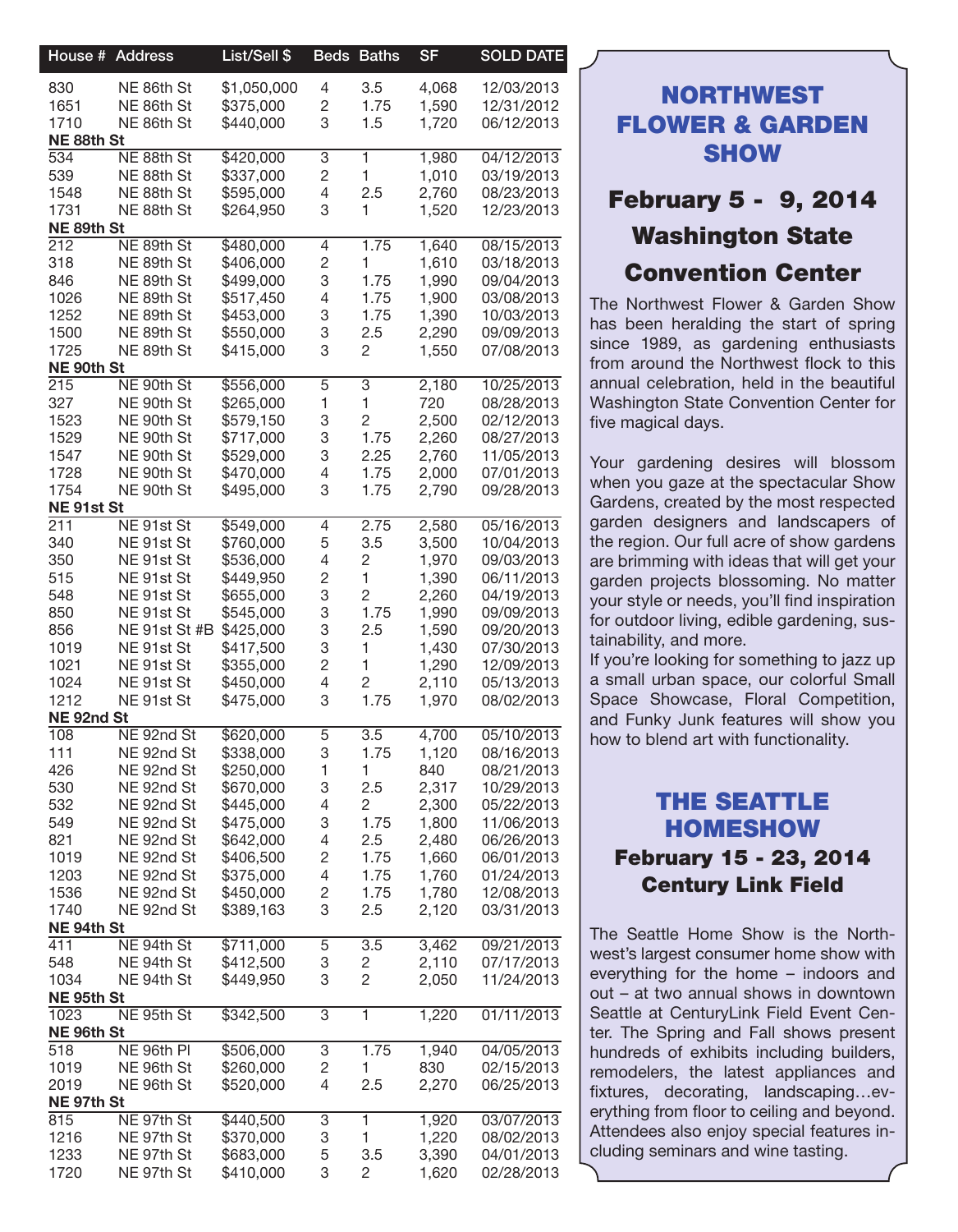| House # | Address | List/Sell $ | Beds | Baths | SF | SOLD DATE |
|---|---|---|---|---|---|---|
| 830 | NE 86th St | $1,050,000 | 4 | 3.5 | 4,068 | 12/03/2013 |
| 1651 | NE 86th St | $375,000 | 2 | 1.75 | 1,590 | 12/31/2012 |
| 1710 | NE 86th St | $440,000 | 3 | 1.5 | 1,720 | 06/12/2013 |
| **NE 88th St** | | | | | | |
| 534 | NE 88th St | $420,000 | 3 | 1 | 1,980 | 04/12/2013 |
| 539 | NE 88th St | $337,000 | 2 | 1 | 1,010 | 03/19/2013 |
| 1548 | NE 88th St | $595,000 | 4 | 2.5 | 2,760 | 08/23/2013 |
| 1731 | NE 88th St | $264,950 | 3 | 1 | 1,520 | 12/23/2013 |
| **NE 89th St** | | | | | | |
| 212 | NE 89th St | $480,000 | 4 | 1.75 | 1,640 | 08/15/2013 |
| 318 | NE 89th St | $406,000 | 2 | 1 | 1,610 | 03/18/2013 |
| 846 | NE 89th St | $499,000 | 3 | 1.75 | 1,990 | 09/04/2013 |
| 1026 | NE 89th St | $517,450 | 4 | 1.75 | 1,900 | 03/08/2013 |
| 1252 | NE 89th St | $453,000 | 3 | 1.75 | 1,390 | 10/03/2013 |
| 1500 | NE 89th St | $550,000 | 3 | 2.5 | 2,290 | 09/09/2013 |
| 1725 | NE 89th St | $415,000 | 3 | 2 | 1,550 | 07/08/2013 |
| **NE 90th St** | | | | | | |
| 215 | NE 90th St | $556,000 | 5 | 3 | 2,180 | 10/25/2013 |
| 327 | NE 90th St | $265,000 | 1 | 1 | 720 | 08/28/2013 |
| 1523 | NE 90th St | $579,150 | 3 | 2 | 2,500 | 02/12/2013 |
| 1529 | NE 90th St | $717,000 | 3 | 1.75 | 2,260 | 08/27/2013 |
| 1547 | NE 90th St | $529,000 | 3 | 2.25 | 2,760 | 11/05/2013 |
| 1728 | NE 90th St | $470,000 | 4 | 1.75 | 2,000 | 07/01/2013 |
| 1754 | NE 90th St | $495,000 | 3 | 1.75 | 2,790 | 09/28/2013 |
| **NE 91st St** | | | | | | |
| 211 | NE 91st St | $549,000 | 4 | 2.75 | 2,580 | 05/16/2013 |
| 340 | NE 91st St | $760,000 | 5 | 3.5 | 3,500 | 10/04/2013 |
| 350 | NE 91st St | $536,000 | 4 | 2 | 1,970 | 09/03/2013 |
| 515 | NE 91st St | $449,950 | 2 | 1 | 1,390 | 06/11/2013 |
| 548 | NE 91st St | $655,000 | 3 | 2 | 2,260 | 04/19/2013 |
| 850 | NE 91st St | $545,000 | 3 | 1.75 | 1,990 | 09/09/2013 |
| 856 | NE 91st St #B | $425,000 | 3 | 2.5 | 1,590 | 09/20/2013 |
| 1019 | NE 91st St | $417,500 | 3 | 1 | 1,430 | 07/30/2013 |
| 1021 | NE 91st St | $355,000 | 2 | 1 | 1,290 | 12/09/2013 |
| 1024 | NE 91st St | $450,000 | 4 | 2 | 2,110 | 05/13/2013 |
| 1212 | NE 91st St | $475,000 | 3 | 1.75 | 1,970 | 08/02/2013 |
| **NE 92nd St** | | | | | | |
| 108 | NE 92nd St | $620,000 | 5 | 3.5 | 4,700 | 05/10/2013 |
| 111 | NE 92nd St | $338,000 | 3 | 1.75 | 1,120 | 08/16/2013 |
| 426 | NE 92nd St | $250,000 | 1 | 1 | 840 | 08/21/2013 |
| 530 | NE 92nd St | $670,000 | 3 | 2.5 | 2,317 | 10/29/2013 |
| 532 | NE 92nd St | $445,000 | 4 | 2 | 2,300 | 05/22/2013 |
| 549 | NE 92nd St | $475,000 | 3 | 1.75 | 1,800 | 11/06/2013 |
| 821 | NE 92nd St | $642,000 | 4 | 2.5 | 2,480 | 06/26/2013 |
| 1019 | NE 92nd St | $406,500 | 2 | 1.75 | 1,660 | 06/01/2013 |
| 1203 | NE 92nd St | $375,000 | 4 | 1.75 | 1,760 | 01/24/2013 |
| 1536 | NE 92nd St | $450,000 | 2 | 1.75 | 1,780 | 12/08/2013 |
| 1740 | NE 92nd St | $389,163 | 3 | 2.5 | 2,120 | 03/31/2013 |
| **NE 94th St** | | | | | | |
| 411 | NE 94th St | $711,000 | 5 | 3.5 | 3,462 | 09/21/2013 |
| 548 | NE 94th St | $412,500 | 3 | 2 | 2,110 | 07/17/2013 |
| 1034 | NE 94th St | $449,950 | 3 | 2 | 2,050 | 11/24/2013 |
| **NE 95th St** | | | | | | |
| 1023 | NE 95th St | $342,500 | 3 | 1 | 1,220 | 01/11/2013 |
| **NE 96th St** | | | | | | |
| 518 | NE 96th Pl | $506,000 | 3 | 1.75 | 1,940 | 04/05/2013 |
| 1019 | NE 96th St | $260,000 | 2 | 1 | 830 | 02/15/2013 |
| 2019 | NE 96th St | $520,000 | 4 | 2.5 | 2,270 | 06/25/2013 |
| **NE 97th St** | | | | | | |
| 815 | NE 97th St | $440,500 | 3 | 1 | 1,920 | 03/07/2013 |
| 1216 | NE 97th St | $370,000 | 3 | 1 | 1,220 | 08/02/2013 |
| 1233 | NE 97th St | $683,000 | 5 | 3.5 | 3,390 | 04/01/2013 |
| 1720 | NE 97th St | $410,000 | 3 | 2 | 1,620 | 02/28/2013 |

# NORTHWEST FLOWER & GARDEN SHOW

## February 5 - 9, 2014

## Washington State Convention Center

The Northwest Flower & Garden Show has been heralding the start of spring since 1989, as gardening enthusiasts from around the Northwest flock to this annual celebration, held in the beautiful Washington State Convention Center for five magical days.

Your gardening desires will blossom when you gaze at the spectacular Show Gardens, created by the most respected garden designers and landscapers of the region. Our full acre of show gardens are brimming with ideas that will get your garden projects blossoming. No matter your style or needs, you'll find inspiration for outdoor living, edible gardening, sustainability, and more.

If you're looking for something to jazz up a small urban space, our colorful Small Space Showcase, Floral Competition, and Funky Junk features will show you how to blend art with functionality.

# THE SEATTLE HOMESHOW

## February 15 - 23, 2014

## Century Link Field

The Seattle Home Show is the Northwest's largest consumer home show with everything for the home – indoors and out – at two annual shows in downtown Seattle at CenturyLink Field Event Center. The Spring and Fall shows present hundreds of exhibits including builders, remodelers, the latest appliances and fixtures, decorating, landscaping…everything from floor to ceiling and beyond. Attendees also enjoy special features including seminars and wine tasting.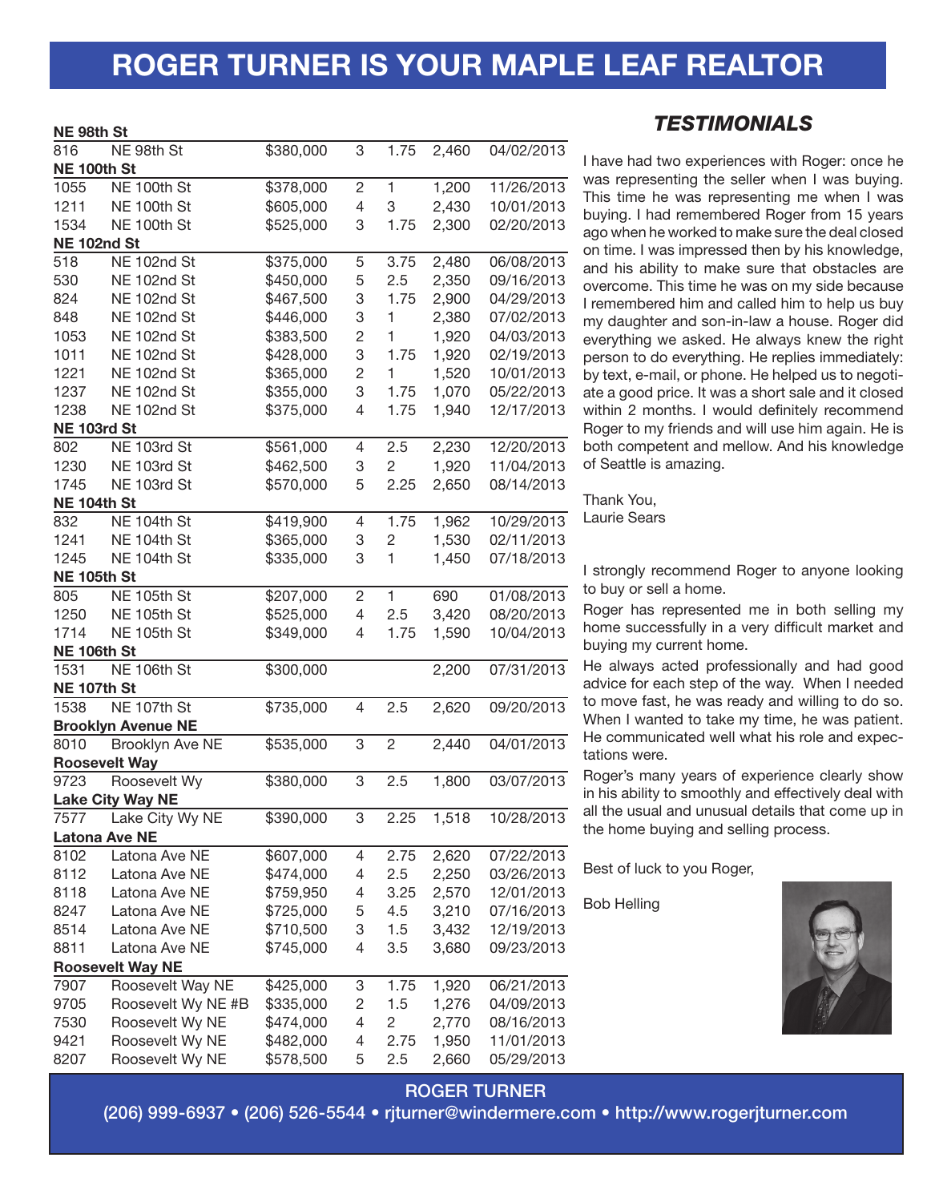# ROGER TURNER IS YOUR MAPLE LEAF REALTOR

| | | | | | | |
|---|---|---|---|---|---|---|
| **NE 98th St** | | | | | | |
| 816 | NE 98th St | $380,000 | 3 | 1.75 | 2,460 | 04/02/2013 |
| **NE 100th St** | | | | | | |
| 1055 | NE 100th St | $378,000 | 2 | 1 | 1,200 | 11/26/2013 |
| 1211 | NE 100th St | $605,000 | 4 | 3 | 2,430 | 10/01/2013 |
| 1534 | NE 100th St | $525,000 | 3 | 1.75 | 2,300 | 02/20/2013 |
| **NE 102nd St** | | | | | | |
| 518 | NE 102nd St | $375,000 | 5 | 3.75 | 2,480 | 06/08/2013 |
| 530 | NE 102nd St | $450,000 | 5 | 2.5 | 2,350 | 09/16/2013 |
| 824 | NE 102nd St | $467,500 | 3 | 1.75 | 2,900 | 04/29/2013 |
| 848 | NE 102nd St | $446,000 | 3 | 1 | 2,380 | 07/02/2013 |
| 1053 | NE 102nd St | $383,500 | 2 | 1 | 1,920 | 04/03/2013 |
| 1011 | NE 102nd St | $428,000 | 3 | 1.75 | 1,920 | 02/19/2013 |
| 1221 | NE 102nd St | $365,000 | 2 | 1 | 1,520 | 10/01/2013 |
| 1237 | NE 102nd St | $355,000 | 3 | 1.75 | 1,070 | 05/22/2013 |
| 1238 | NE 102nd St | $375,000 | 4 | 1.75 | 1,940 | 12/17/2013 |
| **NE 103rd St** | | | | | | |
| 802 | NE 103rd St | $561,000 | 4 | 2.5 | 2,230 | 12/20/2013 |
| 1230 | NE 103rd St | $462,500 | 3 | 2 | 1,920 | 11/04/2013 |
| 1745 | NE 103rd St | $570,000 | 5 | 2.25 | 2,650 | 08/14/2013 |
| **NE 104th St** | | | | | | |
| 832 | NE 104th St | $419,900 | 4 | 1.75 | 1,962 | 10/29/2013 |
| 1241 | NE 104th St | $365,000 | 3 | 2 | 1,530 | 02/11/2013 |
| 1245 | NE 104th St | $335,000 | 3 | 1 | 1,450 | 07/18/2013 |
| **NE 105th St** | | | | | | |
| 805 | NE 105th St | $207,000 | 2 | 1 | 690 | 01/08/2013 |
| 1250 | NE 105th St | $525,000 | 4 | 2.5 | 3,420 | 08/20/2013 |
| 1714 | NE 105th St | $349,000 | 4 | 1.75 | 1,590 | 10/04/2013 |
| **NE 106th St** | | | | | | |
| 1531 | NE 106th St | $300,000 | | | 2,200 | 07/31/2013 |
| **NE 107th St** | | | | | | |
| 1538 | NE 107th St | $735,000 | 4 | 2.5 | 2,620 | 09/20/2013 |
| **Brooklyn Avenue NE** | | | | | | |
| 8010 | Brooklyn Ave NE | $535,000 | 3 | 2 | 2,440 | 04/01/2013 |
| **Roosevelt Way** | | | | | | |
| 9723 | Roosevelt Wy | $380,000 | 3 | 2.5 | 1,800 | 03/07/2013 |
| **Lake City Way NE** | | | | | | |
| 7577 | Lake City Wy NE | $390,000 | 3 | 2.25 | 1,518 | 10/28/2013 |
| **Latona Ave NE** | | | | | | |
| 8102 | Latona Ave NE | $607,000 | 4 | 2.75 | 2,620 | 07/22/2013 |
| 8112 | Latona Ave NE | $474,000 | 4 | 2.5 | 2,250 | 03/26/2013 |
| 8118 | Latona Ave NE | $759,950 | 4 | 3.25 | 2,570 | 12/01/2013 |
| 8247 | Latona Ave NE | $725,000 | 5 | 4.5 | 3,210 | 07/16/2013 |
| 8514 | Latona Ave NE | $710,500 | 3 | 1.5 | 3,432 | 12/19/2013 |
| 8811 | Latona Ave NE | $745,000 | 4 | 3.5 | 3,680 | 09/23/2013 |
| **Roosevelt Way NE** | | | | | | |
| 7907 | Roosevelt Way NE | $425,000 | 3 | 1.75 | 1,920 | 06/21/2013 |
| 9705 | Roosevelt Wy NE #B | $335,000 | 2 | 1.5 | 1,276 | 04/09/2013 |
| 7530 | Roosevelt Wy NE | $474,000 | 4 | 2 | 2,770 | 08/16/2013 |
| 9421 | Roosevelt Wy NE | $482,000 | 4 | 2.75 | 1,950 | 11/01/2013 |
| 8207 | Roosevelt Wy NE | $578,500 | 5 | 2.5 | 2,660 | 05/29/2013 |

## *TESTIMONIALS*

I have had two experiences with Roger: once he was representing the seller when I was buying. This time he was representing me when I was buying. I had remembered Roger from 15 years ago when he worked to make sure the deal closed on time. I was impressed then by his knowledge, and his ability to make sure that obstacles are overcome. This time he was on my side because I remembered him and called him to help us buy my daughter and son-in-law a house. Roger did everything we asked. He always knew the right person to do everything. He replies immediately: by text, e-mail, or phone. He helped us to negotiate a good price. It was a short sale and it closed within 2 months. I would definitely recommend Roger to my friends and will use him again. He is both competent and mellow. And his knowledge of Seattle is amazing.

Thank You,
Laurie Sears

I strongly recommend Roger to anyone looking to buy or sell a home.

Roger has represented me in both selling my home successfully in a very difficult market and buying my current home.

He always acted professionally and had good advice for each step of the way. When I needed to move fast, he was ready and willing to do so. When I wanted to take my time, he was patient. He communicated well what his role and expectations were.

Roger's many years of experience clearly show in his ability to smoothly and effectively deal with all the usual and unusual details that come up in the home buying and selling process.

Best of luck to you Roger,

Bob Helling

**ROGER TURNER**
(206) 999-6937 • (206) 526-5544 • rjturner@windermere.com • http://www.rogerjturner.com